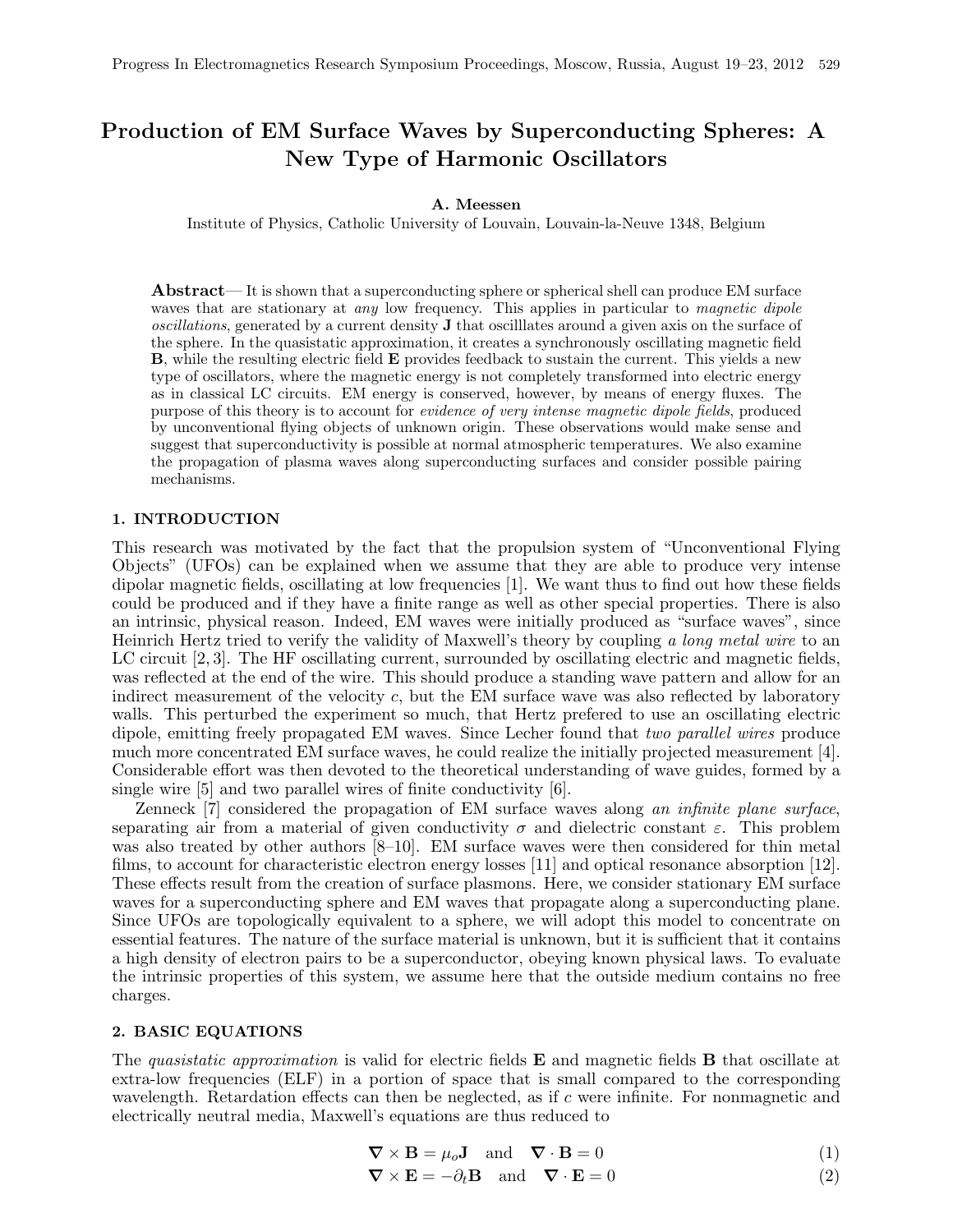# Production of EM Surface Waves by Superconducting Spheres: A New Type of Harmonic Oscillators

**A. Meessen**

Institute of Physics, Catholic University of Louvain, Louvain-la-Neuve 1348, Belgium

**Abstract**— It is shown that a superconducting sphere or spherical shell can produce EM surface waves that are stationary at *any* low frequency. This applies in particular to *magnetic dipole oscillations*, generated by a current density **J** that oscilllates around a given axis on the surface of the sphere. In the quasistatic approximation, it creates a synchronously oscillating magnetic field **B**, while the resulting electric field **E** provides feedback to sustain the current. This yields a new type of oscillators, where the magnetic energy is not completely transformed into electric energy as in classical LC circuits. EM energy is conserved, however, by means of energy fluxes. The purpose of this theory is to account for *evidence of very intense magnetic dipole fields*, produced by unconventional flying objects of unknown origin. These observations would make sense and suggest that superconductivity is possible at normal atmospheric temperatures. We also examine the propagation of plasma waves along superconducting surfaces and consider possible pairing mechanisms.

## 1. INTRODUCTION

This research was motivated by the fact that the propulsion system of "Unconventional Flying Objects" (UFOs) can be explained when we assume that they are able to produce very intense dipolar magnetic fields, oscillating at low frequencies [1]. We want thus to find out how these fields could be produced and if they have a finite range as well as other special properties. There is also an intrinsic, physical reason. Indeed, EM waves were initially produced as "surface waves", since Heinrich Hertz tried to verify the validity of Maxwell's theory by coupling *a long metal wire* to an LC circuit [2,3]. The HF oscillating current, surrounded by oscillating electric and magnetic fields, was reflected at the end of the wire. This should produce a standing wave pattern and allow for an indirect measurement of the velocity $c$, but the EM surface wave was also reflected by laboratory walls. This perturbed the experiment so much, that Hertz prefered to use an oscillating electric dipole, emitting freely propagated EM waves. Since Lecher found that *two parallel wires* produce much more concentrated EM surface waves, he could realize the initially projected measurement [4]. Considerable effort was then devoted to the theoretical understanding of wave guides, formed by a single wire [5] and two parallel wires of finite conductivity [6].

Zenneck [7] considered the propagation of EM surface waves along *an infinite plane surface*, separating air from a material of given conductivity $\sigma$ and dielectric constant $\varepsilon$. This problem was also treated by other authors [8–10]. EM surface waves were then considered for thin metal films, to account for characteristic electron energy losses [11] and optical resonance absorption [12]. These effects result from the creation of surface plasmons. Here, we consider stationary EM surface waves for a superconducting sphere and EM waves that propagate along a superconducting plane. Since UFOs are topologically equivalent to a sphere, we will adopt this model to concentrate on essential features. The nature of the surface material is unknown, but it is sufficient that it contains a high density of electron pairs to be a superconductor, obeying known physical laws. To evaluate the intrinsic properties of this system, we assume here that the outside medium contains no free charges.

## 2. BASIC EQUATIONS

The *quasistatic approximation* is valid for electric fields **E** and magnetic fields **B** that oscillate at extra-low frequencies (ELF) in a portion of space that is small compared to the corresponding wavelength. Retardation effects can then be neglected, as if $c$ were infinite. For nonmagnetic and electrically neutral media, Maxwell's equations are thus reduced to

$$\nabla \times \mathbf{B} = \mu_o \mathbf{J} \quad \text{and} \quad \nabla \cdot \mathbf{B} = 0 \tag{1}$$

$$\nabla \times \mathbf{E} = -\partial_t \mathbf{B} \quad \text{and} \quad \nabla \cdot \mathbf{E} = 0 \tag{2}$$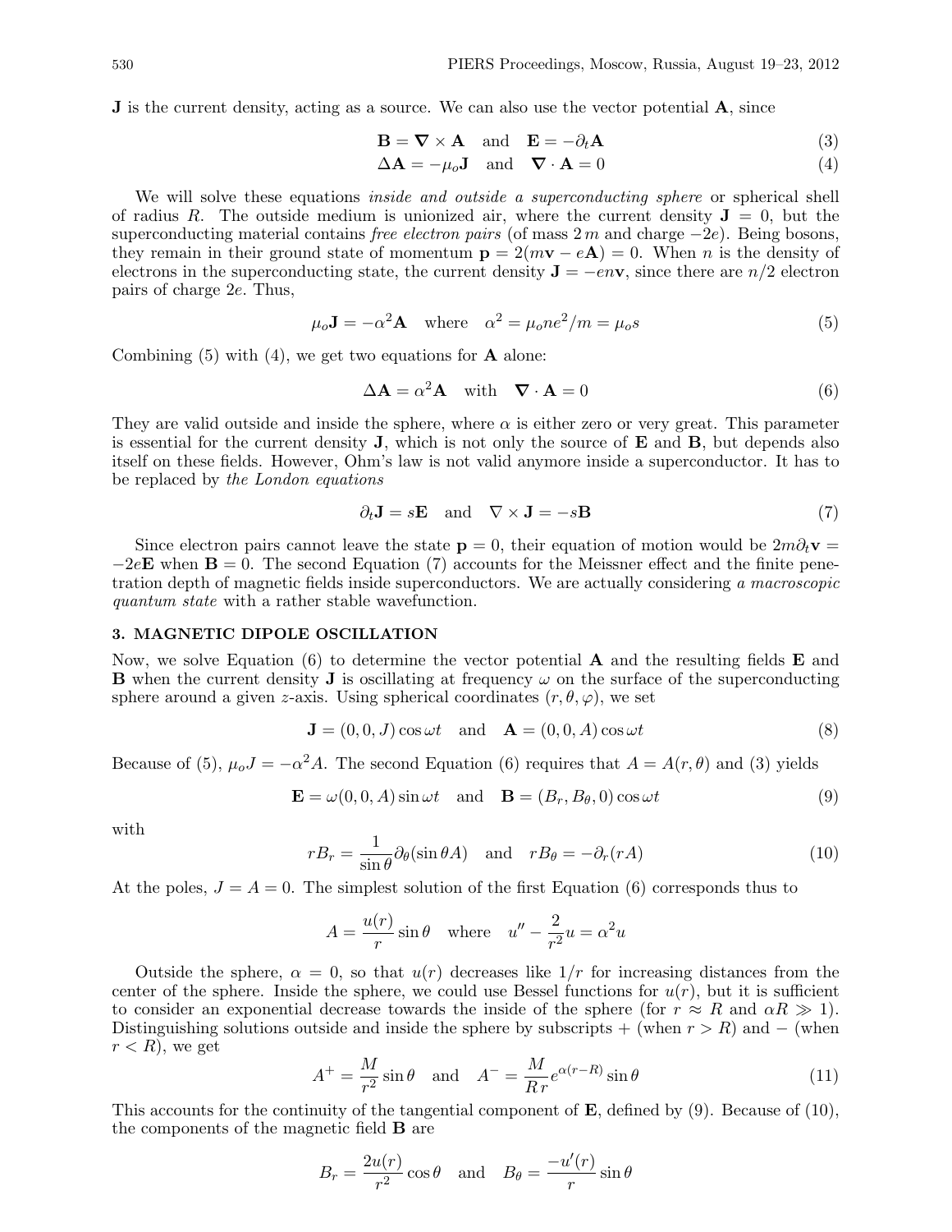**J** is the current density, acting as a source. We can also use the vector potential **A**, since

$$\mathbf{B} = \boldsymbol{\nabla} \times \mathbf{A} \quad \text{and} \quad \mathbf{E} = -\partial_t \mathbf{A} \tag{3}$$

$$\Delta \mathbf{A} = -\mu_o \mathbf{J} \quad \text{and} \quad \boldsymbol{\nabla} \cdot \mathbf{A} = 0 \tag{4}$$

We will solve these equations *inside and outside a superconducting sphere* or spherical shell of radius $R$. The outside medium is unionized air, where the current density $\mathbf{J} = 0$, but the superconducting material contains *free electron pairs* (of mass $2\,m$ and charge $-2e$). Being bosons, they remain in their ground state of momentum $\mathbf{p} = 2(m\mathbf{v} - e\mathbf{A}) = 0$. When $n$ is the density of electrons in the superconducting state, the current density $\mathbf{J} = -en\mathbf{v}$, since there are $n/2$ electron pairs of charge $2e$. Thus,

$$\mu_o \mathbf{J} = -\alpha^2 \mathbf{A} \quad \text{where} \quad \alpha^2 = \mu_o n e^2/m = \mu_o s \tag{5}$$

Combining (5) with (4), we get two equations for **A** alone:

$$\Delta \mathbf{A} = \alpha^2 \mathbf{A} \quad \text{with} \quad \boldsymbol{\nabla} \cdot \mathbf{A} = 0 \tag{6}$$

They are valid outside and inside the sphere, where $\alpha$ is either zero or very great. This parameter is essential for the current density **J**, which is not only the source of **E** and **B**, but depends also itself on these fields. However, Ohm's law is not valid anymore inside a superconductor. It has to be replaced by *the London equations*

$$\partial_t \mathbf{J} = s\mathbf{E} \quad \text{and} \quad \nabla \times \mathbf{J} = -s\mathbf{B} \tag{7}$$

Since electron pairs cannot leave the state $\mathbf{p} = 0$, their equation of motion would be $2m\partial_t \mathbf{v} = -2e\mathbf{E}$ when $\mathbf{B} = 0$. The second Equation (7) accounts for the Meissner effect and the finite penetration depth of magnetic fields inside superconductors. We are actually considering *a macroscopic quantum state* with a rather stable wavefunction.

## 3. MAGNETIC DIPOLE OSCILLATION

Now, we solve Equation (6) to determine the vector potential **A** and the resulting fields **E** and **B** when the current density **J** is oscillating at frequency $\omega$ on the surface of the superconducting sphere around a given $z$-axis. Using spherical coordinates $(r, \theta, \varphi)$, we set

$$\mathbf{J} = (0, 0, J)\cos\omega t \quad \text{and} \quad \mathbf{A} = (0, 0, A)\cos\omega t \tag{8}$$

Because of (5), $\mu_o J = -\alpha^2 A$. The second Equation (6) requires that $A = A(r, \theta)$ and (3) yields

$$\mathbf{E} = \omega(0, 0, A)\sin\omega t \quad \text{and} \quad \mathbf{B} = (B_r, B_\theta, 0)\cos\omega t \tag{9}$$

with

$$rB_r = \frac{1}{\sin\theta}\partial_\theta(\sin\theta A) \quad \text{and} \quad rB_\theta = -\partial_r(rA) \tag{10}$$

At the poles, $J = A = 0$. The simplest solution of the first Equation (6) corresponds thus to

$$A = \frac{u(r)}{r}\sin\theta \quad \text{where} \quad u'' - \frac{2}{r^2}u = \alpha^2 u$$

Outside the sphere, $\alpha = 0$, so that $u(r)$ decreases like $1/r$ for increasing distances from the center of the sphere. Inside the sphere, we could use Bessel functions for $u(r)$, but it is sufficient to consider an exponential decrease towards the inside of the sphere (for $r \approx R$ and $\alpha R \gg 1$). Distinguishing solutions outside and inside the sphere by subscripts $+$ (when $r > R$) and $-$ (when $r < R$), we get

$$A^+ = \frac{M}{r^2}\sin\theta \quad \text{and} \quad A^- = \frac{M}{R\,r}e^{\alpha(r-R)}\sin\theta \tag{11}$$

This accounts for the continuity of the tangential component of **E**, defined by (9). Because of (10), the components of the magnetic field **B** are

$$B_r = \frac{2u(r)}{r^2}\cos\theta \quad \text{and} \quad B_\theta = \frac{-u'(r)}{r}\sin\theta$$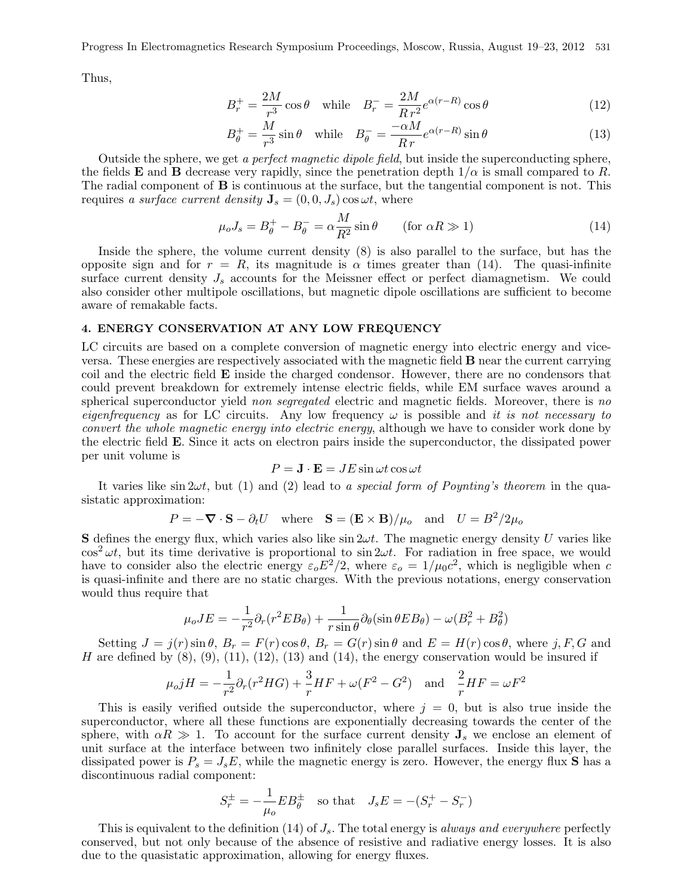Thus,

$$B_r^+ = \frac{2M}{r^3}\cos\theta \quad \text{while} \quad B_r^- = \frac{2M}{R\,r^2}e^{\alpha(r-R)}\cos\theta \tag{12}$$

$$B_\theta^+ = \frac{M}{r^3}\sin\theta \quad \text{while} \quad B_\theta^- = \frac{-\alpha M}{R\,r}e^{\alpha(r-R)}\sin\theta \tag{13}$$

Outside the sphere, we get *a perfect magnetic dipole field*, but inside the superconducting sphere, the fields $\mathbf{E}$ and $\mathbf{B}$ decrease very rapidly, since the penetration depth $1/\alpha$ is small compared to $R$. The radial component of $\mathbf{B}$ is continuous at the surface, but the tangential component is not. This requires *a surface current density* $\mathbf{J}_s = (0, 0, J_s)\cos\omega t$, where

$$\mu_o J_s = B_\theta^+ - B_\theta^- = \alpha\frac{M}{R^2}\sin\theta \qquad (\text{for } \alpha R \gg 1) \tag{14}$$

Inside the sphere, the volume current density (8) is also parallel to the surface, but has the opposite sign and for $r = R$, its magnitude is $\alpha$ times greater than (14). The quasi-infinite surface current density $J_s$ accounts for the Meissner effect or perfect diamagnetism. We could also consider other multipole oscillations, but magnetic dipole oscillations are sufficient to become aware of remakable facts.

## 4. ENERGY CONSERVATION AT ANY LOW FREQUENCY

LC circuits are based on a complete conversion of magnetic energy into electric energy and vice-versa. These energies are respectively associated with the magnetic field $\mathbf{B}$ near the current carrying coil and the electric field $\mathbf{E}$ inside the charged condensor. However, there are no condensors that could prevent breakdown for extremely intense electric fields, while EM surface waves around a spherical superconductor yield *non segregated* electric and magnetic fields. Moreover, there is *no eigenfrequency* as for LC circuits. Any low frequency $\omega$ is possible and *it is not necessary to convert the whole magnetic energy into electric energy*, although we have to consider work done by the electric field $\mathbf{E}$. Since it acts on electron pairs inside the superconductor, the dissipated power per unit volume is

$$P = \mathbf{J}\cdot\mathbf{E} = JE\sin\omega t\cos\omega t$$

It varies like $\sin 2\omega t$, but (1) and (2) lead to *a special form of Poynting's theorem* in the quasistatic approximation:

$$P = -\boldsymbol{\nabla}\cdot\mathbf{S} - \partial_t U \quad \text{where} \quad \mathbf{S} = (\mathbf{E}\times\mathbf{B})/\mu_o \quad \text{and} \quad U = B^2/2\mu_o$$

$\mathbf{S}$ defines the energy flux, which varies also like $\sin 2\omega t$. The magnetic energy density $U$ varies like $\cos^2\omega t$, but its time derivative is proportional to $\sin 2\omega t$. For radiation in free space, we would have to consider also the electric energy $\varepsilon_o E^2/2$, where $\varepsilon_o = 1/\mu_0 c^2$, which is negligible when $c$ is quasi-infinite and there are no static charges. With the previous notations, energy conservation would thus require that

$$\mu_o JE = -\frac{1}{r^2}\partial_r(r^2 EB_\theta) + \frac{1}{r\sin\theta}\partial_\theta(\sin\theta EB_\theta) - \omega(B_r^2 + B_\theta^2)$$

Setting $J = j(r)\sin\theta$, $B_r = F(r)\cos\theta$, $B_r = G(r)\sin\theta$ and $E = H(r)\cos\theta$, where $j, F, G$ and $H$ are defined by (8), (9), (11), (12), (13) and (14), the energy conservation would be insured if

$$\mu_o jH = -\frac{1}{r^2}\partial_r(r^2 HG) + \frac{3}{r}HF + \omega(F^2 - G^2) \quad \text{and} \quad \frac{2}{r}HF = \omega F^2$$

This is easily verified outside the superconductor, where $j = 0$, but is also true inside the superconductor, where all these functions are exponentially decreasing towards the center of the sphere, with $\alpha R \gg 1$. To account for the surface current density $\mathbf{J}_s$ we enclose an element of unit surface at the interface between two infinitely close parallel surfaces. Inside this layer, the dissipated power is $P_s = J_s E$, while the magnetic energy is zero. However, the energy flux $\mathbf{S}$ has a discontinuous radial component:

$$S_r^\pm = -\frac{1}{\mu_o}EB_\theta^\pm \quad \text{so that} \quad J_s E = -(S_r^+ - S_r^-)$$

This is equivalent to the definition (14) of $J_s$. The total energy is *always and everywhere* perfectly conserved, but not only because of the absence of resistive and radiative energy losses. It is also due to the quasistatic approximation, allowing for energy fluxes.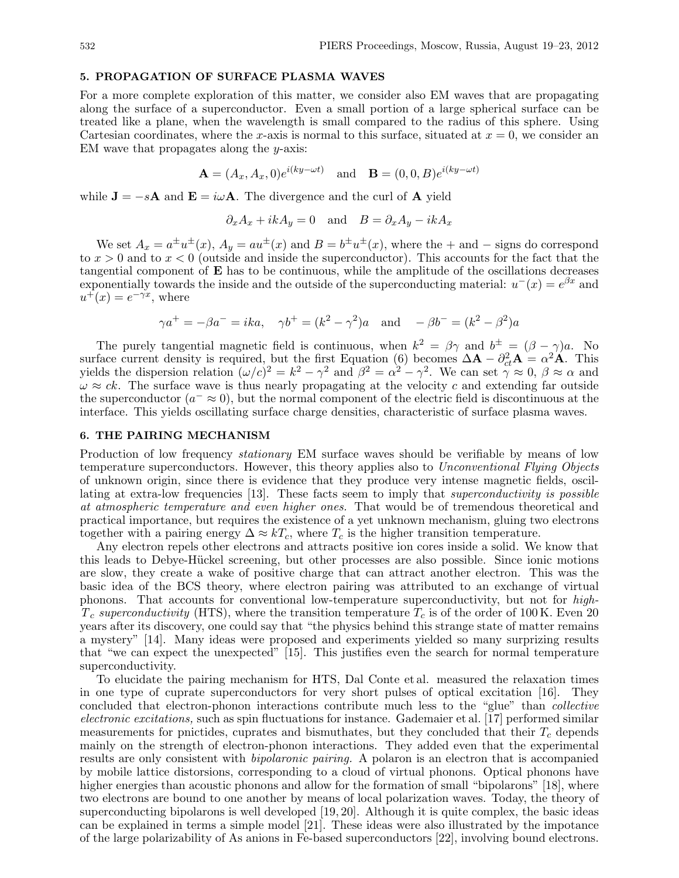## 5. PROPAGATION OF SURFACE PLASMA WAVES

For a more complete exploration of this matter, we consider also EM waves that are propagating along the surface of a superconductor. Even a small portion of a large spherical surface can be treated like a plane, when the wavelength is small compared to the radius of this sphere. Using Cartesian coordinates, where the $x$-axis is normal to this surface, situated at $x = 0$, we consider an EM wave that propagates along the $y$-axis:

$$\mathbf{A} = (A_x, A_x, 0)e^{i(ky-\omega t)} \quad \text{and} \quad \mathbf{B} = (0, 0, B)e^{i(ky-\omega t)}$$

while $\mathbf{J} = -s\mathbf{A}$ and $\mathbf{E} = i\omega\mathbf{A}$. The divergence and the curl of $\mathbf{A}$ yield

$$\partial_x A_x + ikA_y = 0 \quad \text{and} \quad B = \partial_x A_y - ikA_x$$

We set $A_x = a^{\pm}u^{\pm}(x)$, $A_y = au^{\pm}(x)$ and $B = b^{\pm}u^{\pm}(x)$, where the + and − signs do correspond to $x > 0$ and to $x < 0$ (outside and inside the superconductor). This accounts for the fact that the tangential component of $\mathbf{E}$ has to be continuous, while the amplitude of the oscillations decreases exponentially towards the inside and the outside of the superconducting material: $u^-(x) = e^{\beta x}$ and $u^+(x) = e^{-\gamma x}$, where

$$\gamma a^+ = -\beta a^- = ika, \quad \gamma b^+ = (k^2 - \gamma^2)a \quad \text{and} \quad -\beta b^- = (k^2 - \beta^2)a$$

The purely tangential magnetic field is continuous, when $k^2 = \beta\gamma$ and $b^{\pm} = (\beta - \gamma)a$. No surface current density is required, but the first Equation (6) becomes $\Delta\mathbf{A} - \partial_{ct}^2\mathbf{A} = \alpha^2\mathbf{A}$. This yields the dispersion relation $(\omega/c)^2 = k^2 - \gamma^2$ and $\beta^2 = \alpha^2 - \gamma^2$. We can set $\gamma \approx 0$, $\beta \approx \alpha$ and $\omega \approx ck$. The surface wave is thus nearly propagating at the velocity $c$ and extending far outside the superconductor ($a^- \approx 0$), but the normal component of the electric field is discontinuous at the interface. This yields oscillating surface charge densities, characteristic of surface plasma waves.

## 6. THE PAIRING MECHANISM

Production of low frequency *stationary* EM surface waves should be verifiable by means of low temperature superconductors. However, this theory applies also to *Unconventional Flying Objects* of unknown origin, since there is evidence that they produce very intense magnetic fields, oscillating at extra-low frequencies [13]. These facts seem to imply that *superconductivity is possible at atmospheric temperature and even higher ones.* That would be of tremendous theoretical and practical importance, but requires the existence of a yet unknown mechanism, gluing two electrons together with a pairing energy $\Delta \approx kT_c$, where $T_c$ is the higher transition temperature.

Any electron repels other electrons and attracts positive ion cores inside a solid. We know that this leads to Debye-Hückel screening, but other processes are also possible. Since ionic motions are slow, they create a wake of positive charge that can attract another electron. This was the basic idea of the BCS theory, where electron pairing was attributed to an exchange of virtual phonons. That accounts for conventional low-temperature superconductivity, but not for *high-$T_c$ superconductivity* (HTS), where the transition temperature $T_c$ is of the order of 100 K. Even 20 years after its discovery, one could say that "the physics behind this strange state of matter remains a mystery" [14]. Many ideas were proposed and experiments yielded so many surprizing results that "we can expect the unexpected" [15]. This justifies even the search for normal temperature superconductivity.

To elucidate the pairing mechanism for HTS, Dal Conte et al. measured the relaxation times in one type of cuprate superconductors for very short pulses of optical excitation [16]. They concluded that electron-phonon interactions contribute much less to the "glue" than *collective electronic excitations,* such as spin fluctuations for instance. Gademaier et al. [17] performed similar measurements for pnictides, cuprates and bismuthates, but they concluded that their $T_c$ depends mainly on the strength of electron-phonon interactions. They added even that the experimental results are only consistent with *bipolaronic pairing.* A polaron is an electron that is accompanied by mobile lattice distorsions, corresponding to a cloud of virtual phonons. Optical phonons have higher energies than acoustic phonons and allow for the formation of small "bipolarons" [18], where two electrons are bound to one another by means of local polarization waves. Today, the theory of superconducting bipolarons is well developed [19, 20]. Although it is quite complex, the basic ideas can be explained in terms a simple model [21]. These ideas were also illustrated by the impotance of the large polarizability of As anions in Fe-based superconductors [22], involving bound electrons.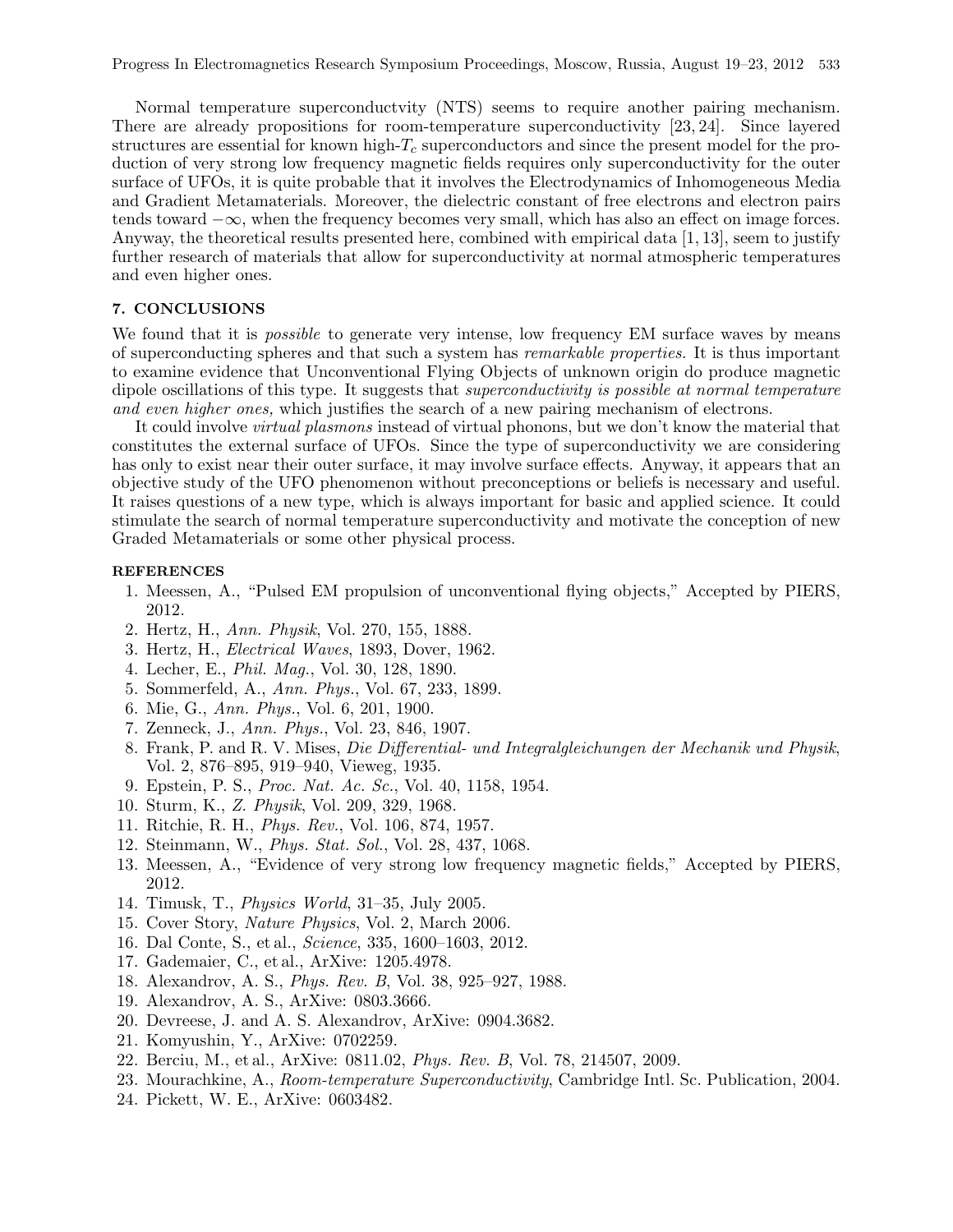Normal temperature superconductvity (NTS) seems to require another pairing mechanism. There are already propositions for room-temperature superconductivity [23, 24]. Since layered structures are essential for known high-$T_c$ superconductors and since the present model for the production of very strong low frequency magnetic fields requires only superconductivity for the outer surface of UFOs, it is quite probable that it involves the Electrodynamics of Inhomogeneous Media and Gradient Metamaterials. Moreover, the dielectric constant of free electrons and electron pairs tends toward $-\infty$, when the frequency becomes very small, which has also an effect on image forces. Anyway, the theoretical results presented here, combined with empirical data [1, 13], seem to justify further research of materials that allow for superconductivity at normal atmospheric temperatures and even higher ones.

## 7. CONCLUSIONS

We found that it is *possible* to generate very intense, low frequency EM surface waves by means of superconducting spheres and that such a system has *remarkable properties*. It is thus important to examine evidence that Unconventional Flying Objects of unknown origin do produce magnetic dipole oscillations of this type. It suggests that *superconductivity is possible at normal temperature and even higher ones,* which justifies the search of a new pairing mechanism of electrons.

It could involve *virtual plasmons* instead of virtual phonons, but we don't know the material that constitutes the external surface of UFOs. Since the type of superconductivity we are considering has only to exist near their outer surface, it may involve surface effects. Anyway, it appears that an objective study of the UFO phenomenon without preconceptions or beliefs is necessary and useful. It raises questions of a new type, which is always important for basic and applied science. It could stimulate the search of normal temperature superconductivity and motivate the conception of new Graded Metamaterials or some other physical process.

## REFERENCES

1. Meessen, A., "Pulsed EM propulsion of unconventional flying objects," Accepted by PIERS, 2012.
2. Hertz, H., *Ann. Physik*, Vol. 270, 155, 1888.
3. Hertz, H., *Electrical Waves*, 1893, Dover, 1962.
4. Lecher, E., *Phil. Mag.*, Vol. 30, 128, 1890.
5. Sommerfeld, A., *Ann. Phys.*, Vol. 67, 233, 1899.
6. Mie, G., *Ann. Phys.*, Vol. 6, 201, 1900.
7. Zenneck, J., *Ann. Phys.*, Vol. 23, 846, 1907.
8. Frank, P. and R. V. Mises, *Die Differential- und Integralgleichungen der Mechanik und Physik*, Vol. 2, 876–895, 919–940, Vieweg, 1935.
9. Epstein, P. S., *Proc. Nat. Ac. Sc.*, Vol. 40, 1158, 1954.
10. Sturm, K., *Z. Physik*, Vol. 209, 329, 1968.
11. Ritchie, R. H., *Phys. Rev.*, Vol. 106, 874, 1957.
12. Steinmann, W., *Phys. Stat. Sol.*, Vol. 28, 437, 1068.
13. Meessen, A., "Evidence of very strong low frequency magnetic fields," Accepted by PIERS, 2012.
14. Timusk, T., *Physics World*, 31–35, July 2005.
15. Cover Story, *Nature Physics*, Vol. 2, March 2006.
16. Dal Conte, S., et al., *Science*, 335, 1600–1603, 2012.
17. Gademaier, C., et al., ArXive: 1205.4978.
18. Alexandrov, A. S., *Phys. Rev. B*, Vol. 38, 925–927, 1988.
19. Alexandrov, A. S., ArXive: 0803.3666.
20. Devreese, J. and A. S. Alexandrov, ArXive: 0904.3682.
21. Komyushin, Y., ArXive: 0702259.
22. Berciu, M., et al., ArXive: 0811.02, *Phys. Rev. B*, Vol. 78, 214507, 2009.
23. Mourachkine, A., *Room-temperature Superconductivity*, Cambridge Intl. Sc. Publication, 2004.
24. Pickett, W. E., ArXive: 0603482.